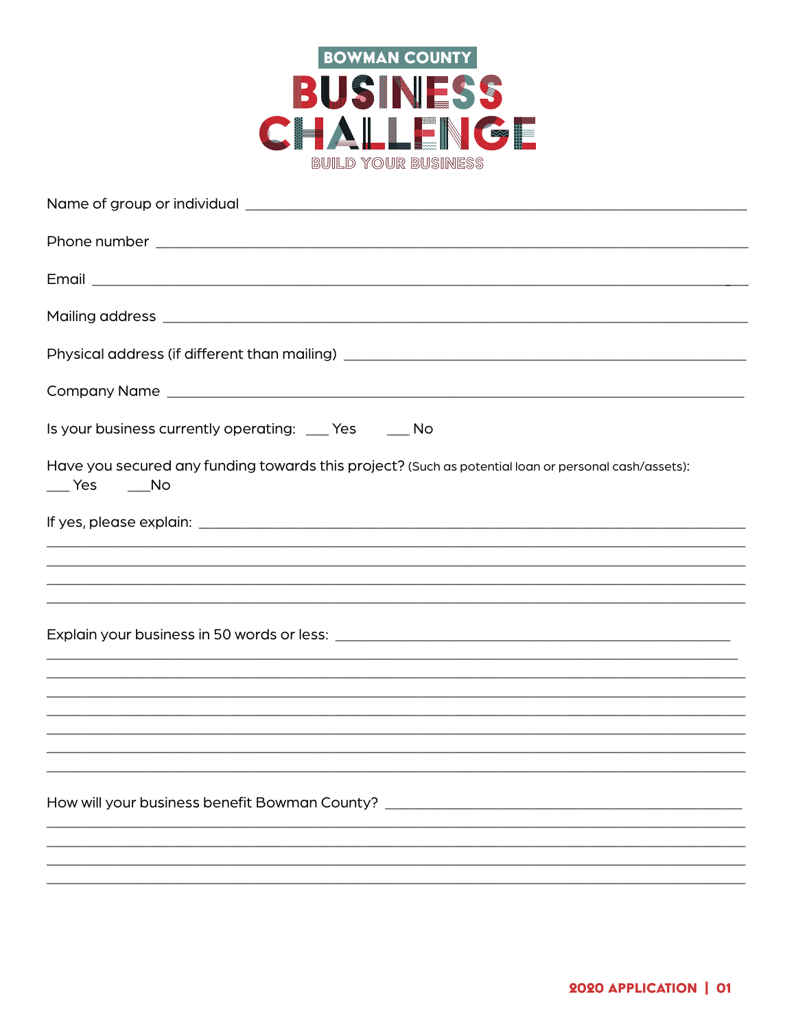# BOWMAN COUNTY BUSINESS CHALLENGE

BUILD YOUR BUSINESS

Name of group or individual ___________________________________________________________

Phone number ___________________________________________________________

Email ___________________________________________________________

Mailing address ___________________________________________________________

Physical address (if different than mailing) _____________________________________________

Company Name ___________________________________________________________

Is your business currently operating: ___ Yes ___ No

Have you secured any funding towards this project? (Such as potential loan or personal cash/assets):
___ Yes ___No

If yes, please explain: ___________________________________________________________

___________________________________________________________________________

___________________________________________________________________________

___________________________________________________________________________

___________________________________________________________________________

Explain your business in 50 words or less: _____________________________________________

___________________________________________________________________________

___________________________________________________________________________

___________________________________________________________________________

___________________________________________________________________________

___________________________________________________________________________

___________________________________________________________________________

___________________________________________________________________________

How will your business benefit Bowman County? __________________________________________

___________________________________________________________________________

___________________________________________________________________________

___________________________________________________________________________

___________________________________________________________________________

2020 APPLICATION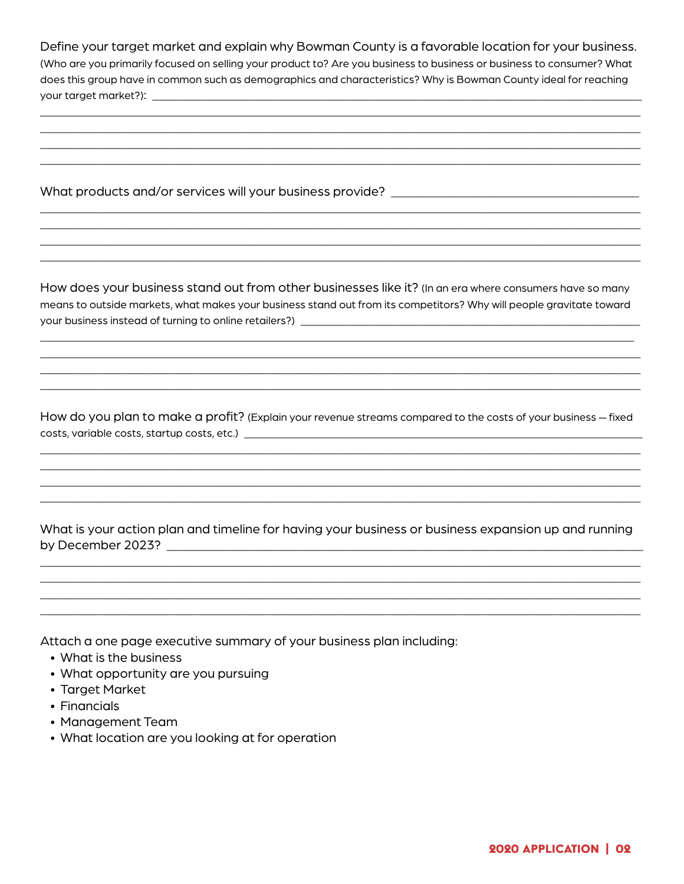Define your target market and explain why Bowman County is a favorable location for your business. (Who are you primarily focused on selling your product to? Are you business to business or business to consumer? What does this group have in common such as demographics and characteristics? Why is Bowman County ideal for reaching your target market?): ______________________________________________

______________________________________________

______________________________________________

______________________________________________

______________________________________________

What products and/or services will your business provide? ______________________________________________

______________________________________________

______________________________________________

______________________________________________

______________________________________________

How does your business stand out from other businesses like it? (In an era where consumers have so many means to outside markets, what makes your business stand out from its competitors? Why will people gravitate toward your business instead of turning to online retailers?) ______________________________________________

______________________________________________

______________________________________________

______________________________________________

______________________________________________

How do you plan to make a profit? (Explain your revenue streams compared to the costs of your business — fixed costs, variable costs, startup costs, etc.) ______________________________________________

______________________________________________

______________________________________________

______________________________________________

______________________________________________

What is your action plan and timeline for having your business or business expansion up and running by December 2023? ______________________________________________

______________________________________________

______________________________________________

______________________________________________

______________________________________________

Attach a one page executive summary of your business plan including:

- What is the business
- What opportunity are you pursuing
- Target Market
- Financials
- Management Team
- What location are you looking at for operation